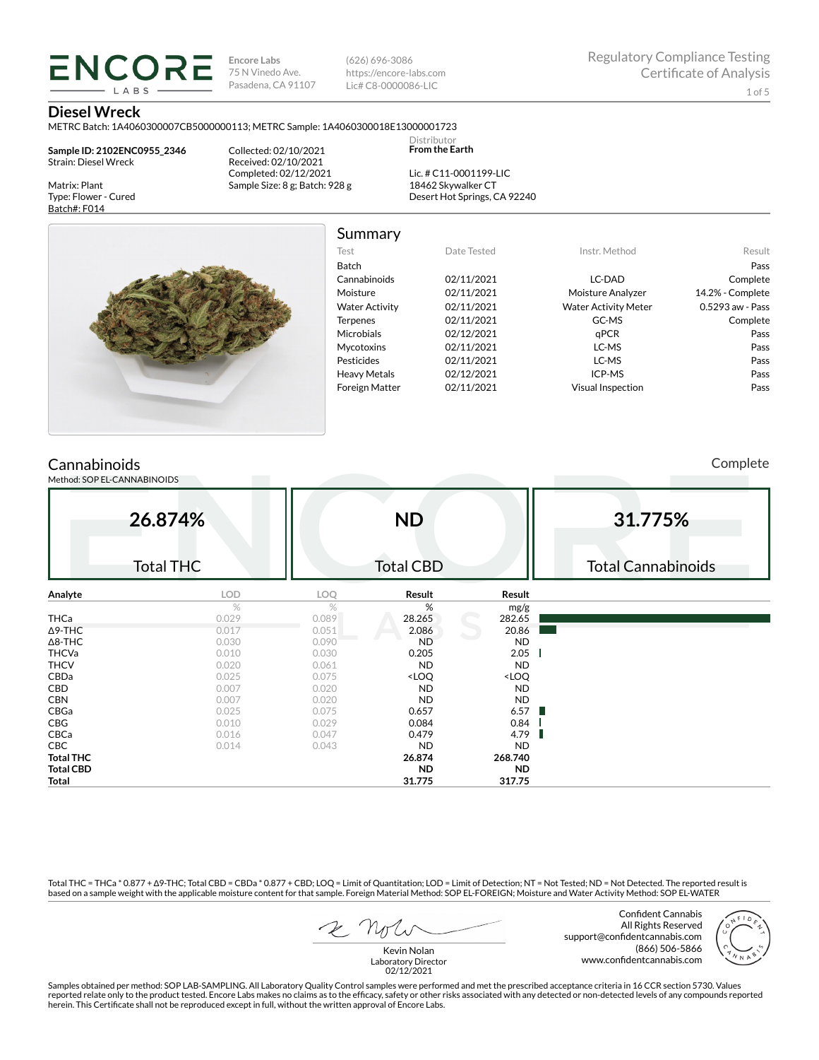ENCORE LABS

Encore Labs
75 N Vinedo Ave.
Pasadena, CA 91107

(626) 696-3086
https://encore-labs.com
Lic# C8-0000086-LIC

Regulatory Compliance Testing
Certificate of Analysis

# Diesel Wreck

METRC Batch: 1A4060300007CB5000000113; METRC Sample: 1A4060300018E13000001723

**Sample ID: 2102ENC0955_2346**
Strain: Diesel Wreck

Matrix: Plant
Type: Flower - Cured
Batch#: F014

Collected: 02/10/2021
Received: 02/10/2021
Completed: 02/12/2021
Sample Size: 8 g; Batch: 928 g

Distributor
**From the Earth**

Lic. # C11-0001199-LIC
18462 Skywalker CT
Desert Hot Springs, CA 92240

## Summary

| Test | Date Tested | Instr. Method | Result |
|---|---|---|---|
| Batch | | | Pass |
| Cannabinoids | 02/11/2021 | LC-DAD | Complete |
| Moisture | 02/11/2021 | Moisture Analyzer | 14.2% - Complete |
| Water Activity | 02/11/2021 | Water Activity Meter | 0.5293 aw - Pass |
| Terpenes | 02/11/2021 | GC-MS | Complete |
| Microbials | 02/12/2021 | qPCR | Pass |
| Mycotoxins | 02/11/2021 | LC-MS | Pass |
| Pesticides | 02/11/2021 | LC-MS | Pass |
| Heavy Metals | 02/12/2021 | ICP-MS | Pass |
| Foreign Matter | 02/11/2021 | Visual Inspection | Pass |

## Cannabinoids

Complete

Method: SOP EL-CANNABINOIDS

| 26.874% | ND | 31.775% |
|---|---|---|
| Total THC | Total CBD | Total Cannabinoids |

| Analyte | LOD | LOQ | Result | Result |
|---|---|---|---|---|
| | % | % | % | mg/g |
| THCa | 0.029 | 0.089 | 28.265 | 282.65 |
| Δ9-THC | 0.017 | 0.051 | 2.086 | 20.86 |
| Δ8-THC | 0.030 | 0.090 | ND | ND |
| THCVa | 0.010 | 0.030 | 0.205 | 2.05 |
| THCV | 0.020 | 0.061 | ND | ND |
| CBDa | 0.025 | 0.075 | <LOQ | <LOQ |
| CBD | 0.007 | 0.020 | ND | ND |
| CBN | 0.007 | 0.020 | ND | ND |
| CBGa | 0.025 | 0.075 | 0.657 | 6.57 |
| CBG | 0.010 | 0.029 | 0.084 | 0.84 |
| CBCa | 0.016 | 0.047 | 0.479 | 4.79 |
| CBC | 0.014 | 0.043 | ND | ND |
| **Total THC** | | | **26.874** | **268.740** |
| **Total CBD** | | | **ND** | **ND** |
| **Total** | | | **31.775** | **317.75** |

Total THC = THCa * 0.877 + Δ9-THC; Total CBD = CBDa * 0.877 + CBD; LOQ = Limit of Quantitation; LOD = Limit of Detection; NT = Not Tested; ND = Not Detected. The reported result is based on a sample weight with the applicable moisture content for that sample. Foreign Material Method: SOP EL-FOREIGN; Moisture and Water Activity Method: SOP EL-WATER

Kevin Nolan
Laboratory Director
02/12/2021

Confident Cannabis
All Rights Reserved
support@confidentcannabis.com
(866) 506-5866
www.confidentcannabis.com

Samples obtained per method: SOP LAB-SAMPLING. All Laboratory Quality Control samples were performed and met the prescribed acceptance criteria in 16 CCR section 5730. Values reported relate only to the product tested. Encore Labs makes no claims as to the efficacy, safety or other risks associated with any detected or non-detected levels of any compounds reported herein. This Certificate shall not be reproduced except in full, without the written approval of Encore Labs.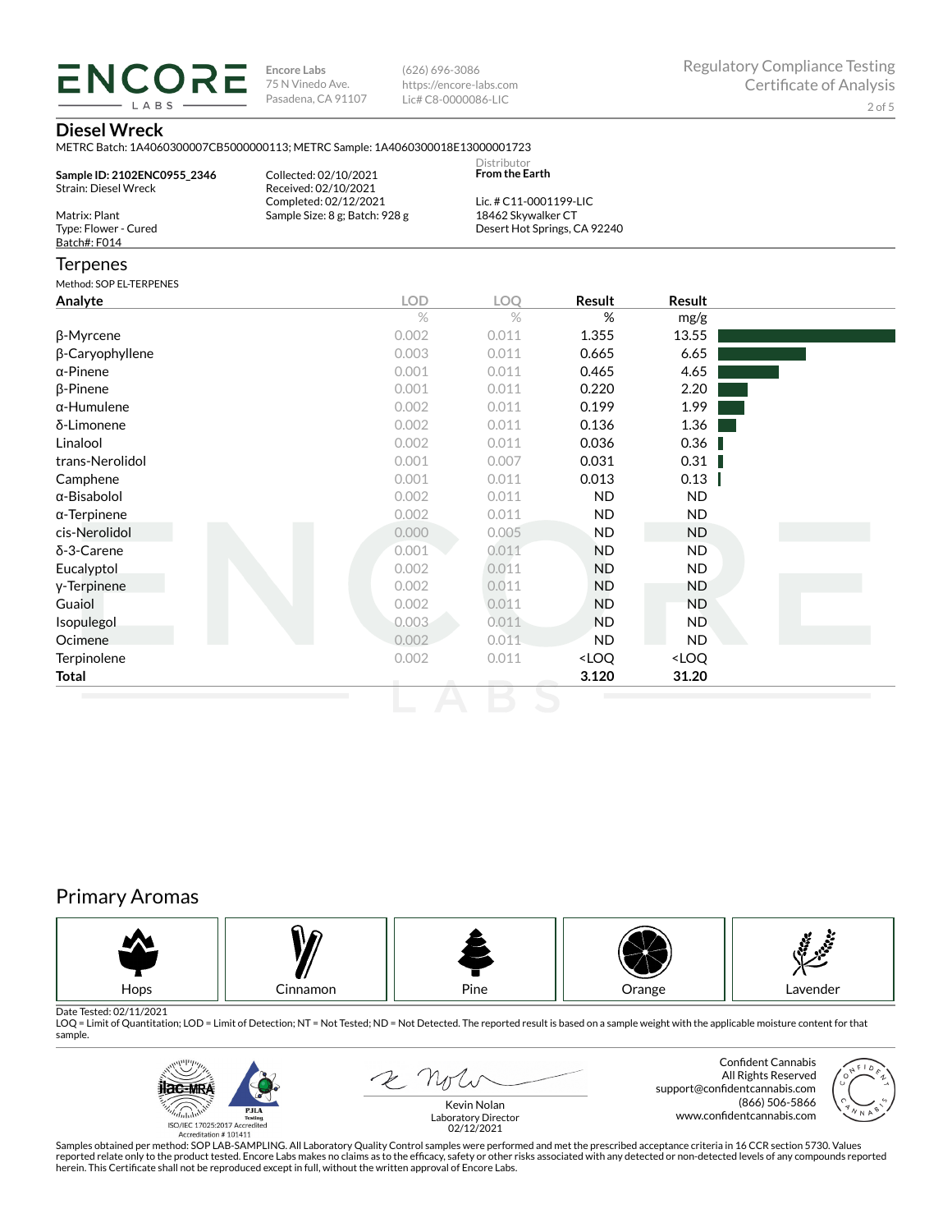**ENCORE LABS**

Encore Labs
75 N Vinedo Ave.
Pasadena, CA 91107

(626) 696-3086
https://encore-labs.com
Lic# C8-0000086-LIC

Regulatory Compliance Testing
Certificate of Analysis

## Diesel Wreck

METRC Batch: 1A4060300007CB5000000113; METRC Sample: 1A4060300018E13000001723

**Sample ID: 2102ENC0955_2346**
Strain: Diesel Wreck

Matrix: Plant
Type: Flower - Cured
Batch#: F014

Collected: 02/10/2021
Received: 02/10/2021
Completed: 02/12/2021
Sample Size: 8 g; Batch: 928 g

Distributor
**From the Earth**

Lic. # C11-0001199-LIC
18462 Skywalker CT
Desert Hot Springs, CA 92240

## Terpenes

Method: SOP EL-TERPENES

| Analyte | LOD | LOQ | Result | Result |
|---|---|---|---|---|
| | % | % | % | mg/g |
| β-Myrcene | 0.002 | 0.011 | 1.355 | 13.55 |
| β-Caryophyllene | 0.003 | 0.011 | 0.665 | 6.65 |
| α-Pinene | 0.001 | 0.011 | 0.465 | 4.65 |
| β-Pinene | 0.001 | 0.011 | 0.220 | 2.20 |
| α-Humulene | 0.002 | 0.011 | 0.199 | 1.99 |
| δ-Limonene | 0.002 | 0.011 | 0.136 | 1.36 |
| Linalool | 0.002 | 0.011 | 0.036 | 0.36 |
| trans-Nerolidol | 0.001 | 0.007 | 0.031 | 0.31 |
| Camphene | 0.001 | 0.011 | 0.013 | 0.13 |
| α-Bisabolol | 0.002 | 0.011 | ND | ND |
| α-Terpinene | 0.002 | 0.011 | ND | ND |
| cis-Nerolidol | 0.000 | 0.005 | ND | ND |
| δ-3-Carene | 0.001 | 0.011 | ND | ND |
| Eucalyptol | 0.002 | 0.011 | ND | ND |
| γ-Terpinene | 0.002 | 0.011 | ND | ND |
| Guaiol | 0.002 | 0.011 | ND | ND |
| Isopulegol | 0.003 | 0.011 | ND | ND |
| Ocimene | 0.002 | 0.011 | ND | ND |
| Terpinolene | 0.002 | 0.011 | <LOQ | <LOQ |
| **Total** | | | **3.120** | **31.20** |

## Primary Aromas

Hops | Cinnamon | Pine | Orange | Lavender

Date Tested: 02/11/2021

LOQ = Limit of Quantitation; LOD = Limit of Detection; NT = Not Tested; ND = Not Detected. The reported result is based on a sample weight with the applicable moisture content for that sample.

ISO/IEC 17025:2017 Accredited
Accreditation # 101411

Kevin Nolan
Laboratory Director
02/12/2021

Confident Cannabis
All Rights Reserved
support@confidentcannabis.com
(866) 506-5866
www.confidentcannabis.com

Samples obtained per method: SOP LAB-SAMPLING. All Laboratory Quality Control samples were performed and met the prescribed acceptance criteria in 16 CCR section 5730. Values reported relate only to the product tested. Encore Labs makes no claims as to the efficacy, safety or other risks associated with any detected or non-detected levels of any compounds reported herein. This Certificate shall not be reproduced except in full, without the written approval of Encore Labs.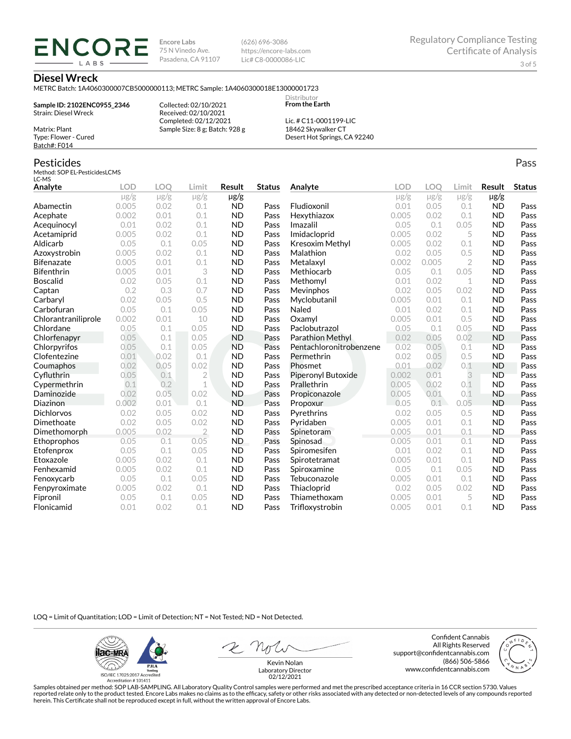**ENCORE LABS**

Encore Labs
75 N Vinedo Ave.
Pasadena, CA 91107

(626) 696-3086
https://encore-labs.com
Lic# C8-0000086-LIC

Regulatory Compliance Testing
Certificate of Analysis

## Diesel Wreck

METRC Batch: 1A4060300007CB5000000113; METRC Sample: 1A4060300018E13000001723

**Sample ID: 2102ENC0955_2346**
Strain: Diesel Wreck

Matrix: Plant
Type: Flower - Cured
Batch#: F014

Collected: 02/10/2021
Received: 02/10/2021
Completed: 02/12/2021
Sample Size: 8 g; Batch: 928 g

Distributor
**From the Earth**

Lic. # C11-0001199-LIC
18462 Skywalker CT
Desert Hot Springs, CA 92240

## Pesticides

Pass

Method: SOP EL-PesticidesLCMS
LC-MS

| Analyte | LOD | LOQ | Limit | Result | Status |
|---|---|---|---|---|---|
| | µg/g | µg/g | µg/g | µg/g | |
| Abamectin | 0.005 | 0.02 | 0.1 | ND | Pass |
| Acephate | 0.002 | 0.01 | 0.1 | ND | Pass |
| Acequinocyl | 0.01 | 0.02 | 0.1 | ND | Pass |
| Acetamiprid | 0.005 | 0.02 | 0.1 | ND | Pass |
| Aldicarb | 0.05 | 0.1 | 0.05 | ND | Pass |
| Azoxystrobin | 0.005 | 0.02 | 0.1 | ND | Pass |
| Bifenazate | 0.005 | 0.01 | 0.1 | ND | Pass |
| Bifenthrin | 0.005 | 0.01 | 3 | ND | Pass |
| Boscalid | 0.02 | 0.05 | 0.1 | ND | Pass |
| Captan | 0.2 | 0.3 | 0.7 | ND | Pass |
| Carbaryl | 0.02 | 0.05 | 0.5 | ND | Pass |
| Carbofuran | 0.05 | 0.1 | 0.05 | ND | Pass |
| Chlorantraniliprole | 0.002 | 0.01 | 10 | ND | Pass |
| Chlordane | 0.05 | 0.1 | 0.05 | ND | Pass |
| Chlorfenapyr | 0.05 | 0.1 | 0.05 | ND | Pass |
| Chlorpyrifos | 0.05 | 0.1 | 0.05 | ND | Pass |
| Clofentezine | 0.01 | 0.02 | 0.1 | ND | Pass |
| Coumaphos | 0.02 | 0.05 | 0.02 | ND | Pass |
| Cyfluthrin | 0.05 | 0.1 | 2 | ND | Pass |
| Cypermethrin | 0.1 | 0.2 | 1 | ND | Pass |
| Daminozide | 0.02 | 0.05 | 0.02 | ND | Pass |
| Diazinon | 0.002 | 0.01 | 0.1 | ND | Pass |
| Dichlorvos | 0.02 | 0.05 | 0.02 | ND | Pass |
| Dimethoate | 0.02 | 0.05 | 0.02 | ND | Pass |
| Dimethomorph | 0.005 | 0.02 | 2 | ND | Pass |
| Ethoprophos | 0.05 | 0.1 | 0.05 | ND | Pass |
| Etofenprox | 0.05 | 0.1 | 0.05 | ND | Pass |
| Etoxazole | 0.005 | 0.02 | 0.1 | ND | Pass |
| Fenhexamid | 0.005 | 0.02 | 0.1 | ND | Pass |
| Fenoxycarb | 0.05 | 0.1 | 0.05 | ND | Pass |
| Fenpyroximate | 0.005 | 0.02 | 0.1 | ND | Pass |
| Fipronil | 0.05 | 0.1 | 0.05 | ND | Pass |
| Flonicamid | 0.01 | 0.02 | 0.1 | ND | Pass |
| Fludioxonil | 0.01 | 0.05 | 0.1 | ND | Pass |
| Hexythiazox | 0.005 | 0.02 | 0.1 | ND | Pass |
| Imazalil | 0.05 | 0.1 | 0.05 | ND | Pass |
| Imidacloprid | 0.005 | 0.02 | 5 | ND | Pass |
| Kresoxim Methyl | 0.005 | 0.02 | 0.1 | ND | Pass |
| Malathion | 0.02 | 0.05 | 0.5 | ND | Pass |
| Metalaxyl | 0.002 | 0.005 | 2 | ND | Pass |
| Methiocarb | 0.05 | 0.1 | 0.05 | ND | Pass |
| Methomyl | 0.01 | 0.02 | 1 | ND | Pass |
| Mevinphos | 0.02 | 0.05 | 0.02 | ND | Pass |
| Myclobutanil | 0.005 | 0.01 | 0.1 | ND | Pass |
| Naled | 0.01 | 0.02 | 0.1 | ND | Pass |
| Oxamyl | 0.005 | 0.01 | 0.5 | ND | Pass |
| Paclobutrazol | 0.05 | 0.1 | 0.05 | ND | Pass |
| Parathion Methyl | 0.02 | 0.05 | 0.02 | ND | Pass |
| Pentachloronitrobenzene | 0.02 | 0.05 | 0.1 | ND | Pass |
| Permethrin | 0.02 | 0.05 | 0.5 | ND | Pass |
| Phosmet | 0.01 | 0.02 | 0.1 | ND | Pass |
| Piperonyl Butoxide | 0.002 | 0.01 | 3 | ND | Pass |
| Prallethrin | 0.005 | 0.02 | 0.1 | ND | Pass |
| Propiconazole | 0.005 | 0.01 | 0.1 | ND | Pass |
| Propoxur | 0.05 | 0.1 | 0.05 | ND | Pass |
| Pyrethrins | 0.02 | 0.05 | 0.5 | ND | Pass |
| Pyridaben | 0.005 | 0.01 | 0.1 | ND | Pass |
| Spinetoram | 0.005 | 0.01 | 0.1 | ND | Pass |
| Spinosad | 0.005 | 0.01 | 0.1 | ND | Pass |
| Spiromesifen | 0.01 | 0.02 | 0.1 | ND | Pass |
| Spirotetramat | 0.005 | 0.01 | 0.1 | ND | Pass |
| Spiroxamine | 0.05 | 0.1 | 0.05 | ND | Pass |
| Tebuconazole | 0.005 | 0.01 | 0.1 | ND | Pass |
| Thiacloprid | 0.02 | 0.05 | 0.02 | ND | Pass |
| Thiamethoxam | 0.005 | 0.01 | 5 | ND | Pass |
| Trifloxystrobin | 0.005 | 0.01 | 0.1 | ND | Pass |

LOQ = Limit of Quantitation; LOD = Limit of Detection; NT = Not Tested; ND = Not Detected.

ISO/IEC 17025:2017 Accredited
Accreditation # 101411

Kevin Nolan
Laboratory Director
02/12/2021

Confident Cannabis
All Rights Reserved
support@confidentcannabis.com
(866) 506-5866
www.confidentcannabis.com

Samples obtained per method: SOP LAB-SAMPLING. All Laboratory Quality Control samples were performed and met the prescribed acceptance criteria in 16 CCR section 5730. Values reported relate only to the product tested. Encore Labs makes no claims as to the efficacy, safety or other risks associated with any detected or non-detected levels of any compounds reported herein. This Certificate shall not be reproduced except in full, without the written approval of Encore Labs.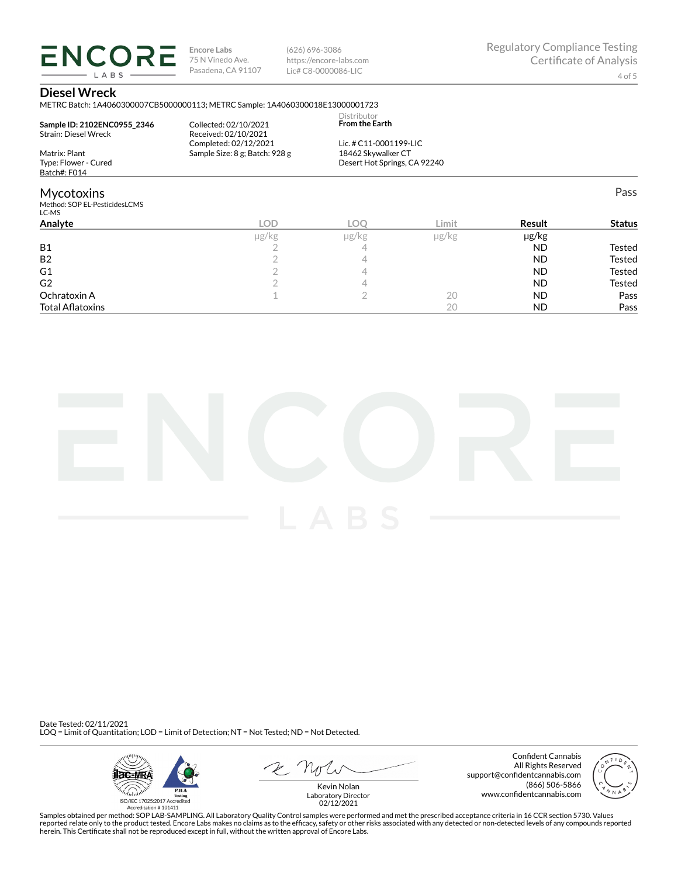**Encore Labs**
75 N Vinedo Ave.
Pasadena, CA 91107

(626) 696-3086
https://encore-labs.com
Lic# C8-0000086-LIC

Regulatory Compliance Testing
Certificate of Analysis

## Diesel Wreck

METRC Batch: 1A4060300007CB5000000113; METRC Sample: 1A4060300018E13000001723

**Sample ID: 2102ENC0955_2346**
Strain: Diesel Wreck

Matrix: Plant
Type: Flower - Cured
Batch#: F014

Collected: 02/10/2021
Received: 02/10/2021
Completed: 02/12/2021
Sample Size: 8 g; Batch: 928 g

Distributor
**From the Earth**

Lic. # C11-0001199-LIC
18462 Skywalker CT
Desert Hot Springs, CA 92240

### Mycotoxins

Pass

Method: SOP EL-PesticidesLCMS
LC-MS

| Analyte | LOD | LOQ | Limit | Result | Status |
|---|---|---|---|---|---|
| | μg/kg | μg/kg | μg/kg | μg/kg | |
| B1 | 2 | 4 | | ND | Tested |
| B2 | 2 | 4 | | ND | Tested |
| G1 | 2 | 4 | | ND | Tested |
| G2 | 2 | 4 | | ND | Tested |
| Ochratoxin A | 1 | 2 | 20 | ND | Pass |
| Total Aflatoxins | | | 20 | ND | Pass |

Date Tested: 02/11/2021
LOQ = Limit of Quantitation; LOD = Limit of Detection; NT = Not Tested; ND = Not Detected.

ISO/IEC 17025:2017 Accredited
Accreditation # 101411

Kevin Nolan
Laboratory Director
02/12/2021

Confident Cannabis
All Rights Reserved
support@confidentcannabis.com
(866) 506-5866
www.confidentcannabis.com

Samples obtained per method: SOP LAB-SAMPLING. All Laboratory Quality Control samples were performed and met the prescribed acceptance criteria in 16 CCR section 5730. Values reported relate only to the product tested. Encore Labs makes no claims as to the efficacy, safety or other risks associated with any detected or non-detected levels of any compounds reported herein. This Certificate shall not be reproduced except in full, without the written approval of Encore Labs.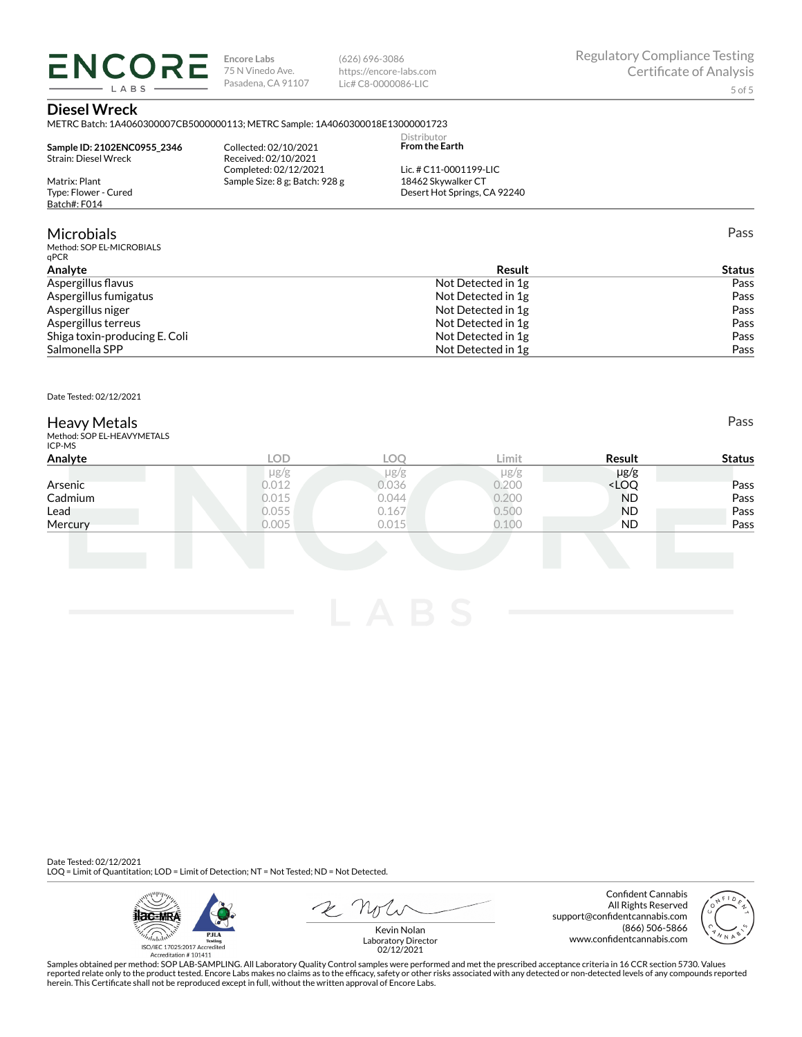**Encore Labs**
75 N Vinedo Ave.
Pasadena, CA 91107

(626) 696-3086
https://encore-labs.com
Lic# C8-0000086-LIC

Regulatory Compliance Testing
Certificate of Analysis

# Diesel Wreck

METRC Batch: 1A4060300007CB5000000113; METRC Sample: 1A4060300018E13000001723

**Sample ID: 2102ENC0955_2346**
Strain: Diesel Wreck

Matrix: Plant
Type: Flower - Cured
Batch#: F014

Collected: 02/10/2021
Received: 02/10/2021
Completed: 02/12/2021
Sample Size: 8 g; Batch: 928 g

Distributor
**From the Earth**

Lic. # C11-0001199-LIC
18462 Skywalker CT
Desert Hot Springs, CA 92240

## Microbials

Pass

Method: SOP EL-MICROBIALS
qPCR

| Analyte | Result | Status |
|---|---|---|
| Aspergillus flavus | Not Detected in 1g | Pass |
| Aspergillus fumigatus | Not Detected in 1g | Pass |
| Aspergillus niger | Not Detected in 1g | Pass |
| Aspergillus terreus | Not Detected in 1g | Pass |
| Shiga toxin-producing E. Coli | Not Detected in 1g | Pass |
| Salmonella SPP | Not Detected in 1g | Pass |

Date Tested: 02/12/2021

## Heavy Metals

Pass

Method: SOP EL-HEAVYMETALS
ICP-MS

| Analyte | LOD | LOQ | Limit | Result | Status |
|---|---|---|---|---|---|
| | μg/g | μg/g | μg/g | μg/g | |
| Arsenic | 0.012 | 0.036 | 0.200 | <LOQ | Pass |
| Cadmium | 0.015 | 0.044 | 0.200 | ND | Pass |
| Lead | 0.055 | 0.167 | 0.500 | ND | Pass |
| Mercury | 0.005 | 0.015 | 0.100 | ND | Pass |

Date Tested: 02/12/2021
LOQ = Limit of Quantitation; LOD = Limit of Detection; NT = Not Tested; ND = Not Detected.

ISO/IEC 17025:2017 Accredited
Accreditation # 101411

Kevin Nolan
Laboratory Director
02/12/2021

Confident Cannabis
All Rights Reserved
support@confidentcannabis.com
(866) 506-5866
www.confidentcannabis.com

Samples obtained per method: SOP LAB-SAMPLING. All Laboratory Quality Control samples were performed and met the prescribed acceptance criteria in 16 CCR section 5730. Values reported relate only to the product tested. Encore Labs makes no claims as to the efficacy, safety or other risks associated with any detected or non-detected levels of any compounds reported herein. This Certificate shall not be reproduced except in full, without the written approval of Encore Labs.